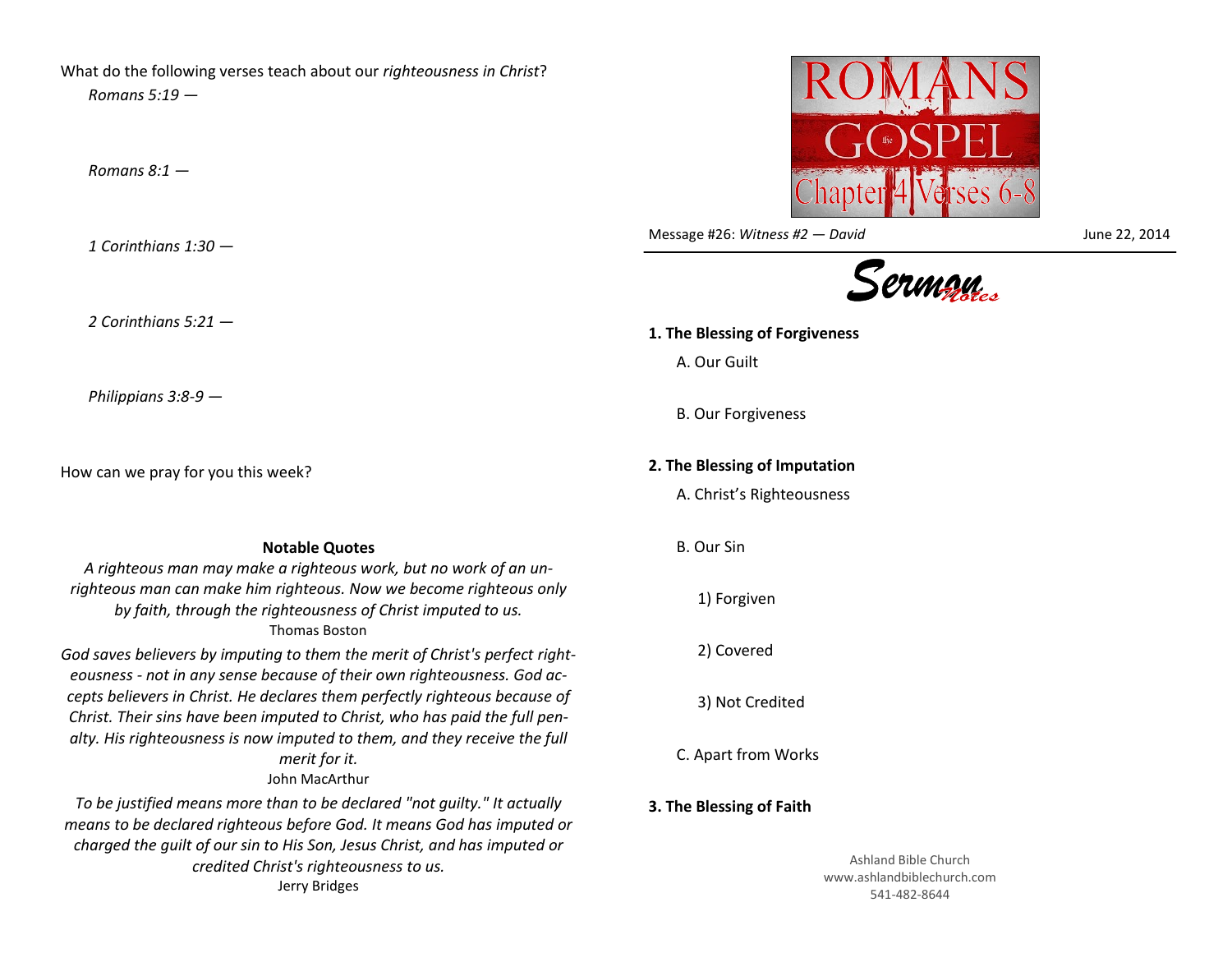What do the following verses teach about our *righteousness in Christ*?

*Romans 5:19 —*

*Romans 8:1 —*

*1 Corinthians 1:30 —*

*2 Corinthians 5:21 —*

*Philippians 3:8-9 —*

How can we pray for you this week?

**Notable Quotes**

*A righteous man may make a righteous work, but no work of an unrighteous man can make him righteous. Now we become righteous only by faith, through the righteousness of Christ imputed to us.*
Thomas Boston

*God saves believers by imputing to them the merit of Christ's perfect righteousness - not in any sense because of their own righteousness. God accepts believers in Christ. He declares them perfectly righteous because of Christ. Their sins have been imputed to Christ, who has paid the full penalty. His righteousness is now imputed to them, and they receive the full merit for it.*
John MacArthur

*To be justified means more than to be declared "not guilty." It actually means to be declared righteous before God. It means God has imputed or charged the guilt of our sin to His Son, Jesus Christ, and has imputed or credited Christ's righteousness to us.*
Jerry Bridges

ROMANS
the GOSPEL
Chapter 4 Verses 6-8

Message #26: *Witness #2 — David* June 22, 2014

Sermon Notes

**1. The Blessing of Forgiveness**

A. Our Guilt

B. Our Forgiveness

**2. The Blessing of Imputation**

A. Christ's Righteousness

B. Our Sin

1) Forgiven

2) Covered

3) Not Credited

C. Apart from Works

**3. The Blessing of Faith**

Ashland Bible Church
www.ashlandbiblechurch.com
541-482-8644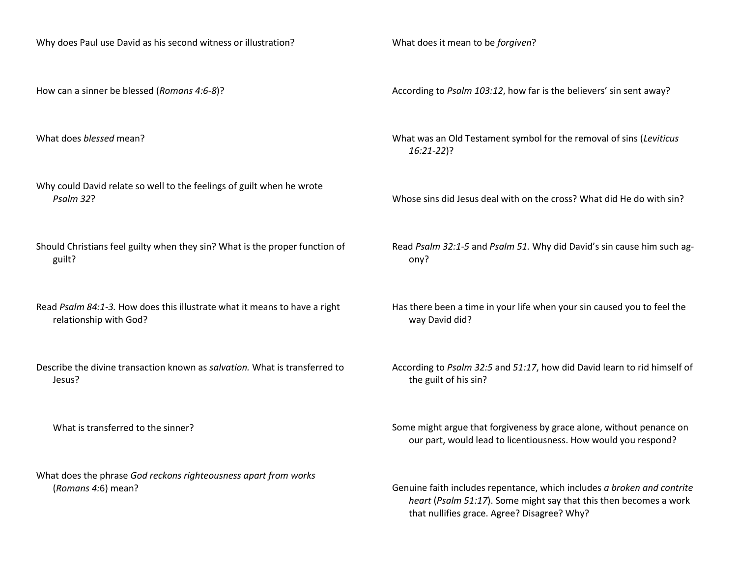Why does Paul use David as his second witness or illustration?

How can a sinner be blessed (*Romans 4:6-8*)?

What does *blessed* mean?

Why could David relate so well to the feelings of guilt when he wrote *Psalm 32*?

Should Christians feel guilty when they sin? What is the proper function of guilt?

Read *Psalm 84:1-3.* How does this illustrate what it means to have a right relationship with God?

Describe the divine transaction known as *salvation.* What is transferred to Jesus?

What is transferred to the sinner?

What does the phrase *God reckons righteousness apart from works* (*Romans 4:*6) mean?

What does it mean to be *forgiven*?

According to *Psalm 103:12*, how far is the believers' sin sent away?

What was an Old Testament symbol for the removal of sins (*Leviticus 16:21-22*)?

Whose sins did Jesus deal with on the cross? What did He do with sin?

Read *Psalm 32:1-5* and *Psalm 51.* Why did David's sin cause him such agony?

Has there been a time in your life when your sin caused you to feel the way David did?

According to *Psalm 32:5* and *51:17*, how did David learn to rid himself of the guilt of his sin?

Some might argue that forgiveness by grace alone, without penance on our part, would lead to licentiousness. How would you respond?

Genuine faith includes repentance, which includes *a broken and contrite heart* (*Psalm 51:17*). Some might say that this then becomes a work that nullifies grace. Agree? Disagree? Why?